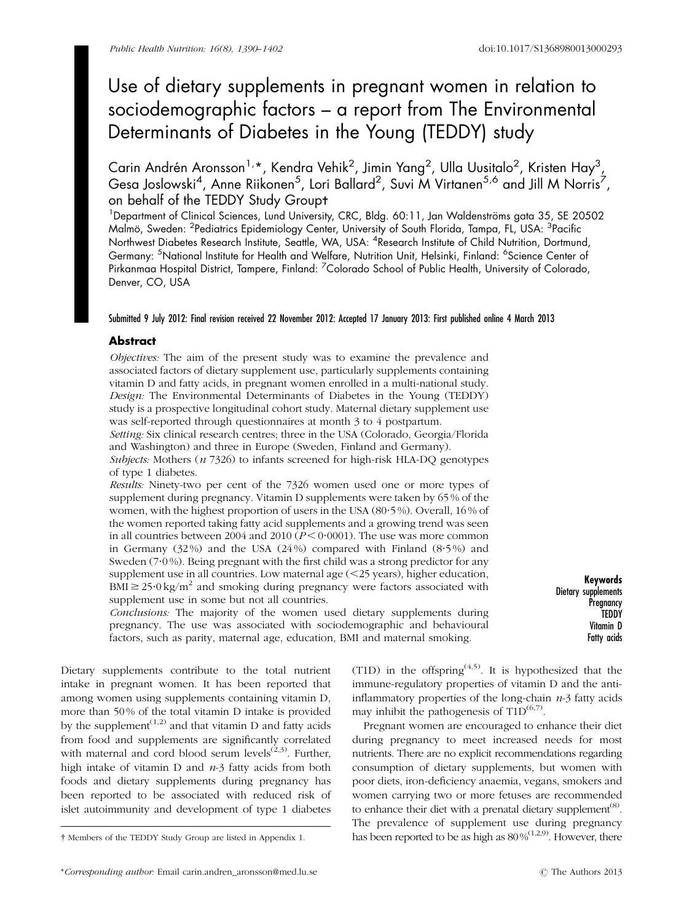# Use of dietary supplements in pregnant women in relation to sociodemographic factors – a report from The Environmental Determinants of Diabetes in the Young (TEDDY) study

Carin Andrén Aronsson[1,*], Kendra Vehik[2], Jimin Yang[2], Ulla Uusitalo[2], Kristen Hay[3], Gesa Joslowski[4], Anne Riikonen[5], Lori Ballard[2], Suvi M Virtanen[5,6] and Jill M Norris[7], on behalf of the TEDDY Study Group†

[1]Department of Clinical Sciences, Lund University, CRC, Bldg. 60:11, Jan Waldenströms gata 35, SE 20502 Malmö, Sweden: [2]Pediatrics Epidemiology Center, University of South Florida, Tampa, FL, USA: [3]Pacific Northwest Diabetes Research Institute, Seattle, WA, USA: [4]Research Institute of Child Nutrition, Dortmund, Germany: [5]National Institute for Health and Welfare, Nutrition Unit, Helsinki, Finland: [6]Science Center of Pirkanmaa Hospital District, Tampere, Finland: [7]Colorado School of Public Health, University of Colorado, Denver, CO, USA

Submitted 9 July 2012: Final revision received 22 November 2012: Accepted 17 January 2013: First published online 4 March 2013

## Abstract

*Objectives:* The aim of the present study was to examine the prevalence and associated factors of dietary supplement use, particularly supplements containing vitamin D and fatty acids, in pregnant women enrolled in a multi-national study.
*Design:* The Environmental Determinants of Diabetes in the Young (TEDDY) study is a prospective longitudinal cohort study. Maternal dietary supplement use was self-reported through questionnaires at month 3 to 4 postpartum.
*Setting:* Six clinical research centres; three in the USA (Colorado, Georgia/Florida and Washington) and three in Europe (Sweden, Finland and Germany).
*Subjects:* Mothers (*n* 7326) to infants screened for high-risk HLA-DQ genotypes of type 1 diabetes.
*Results:* Ninety-two per cent of the 7326 women used one or more types of supplement during pregnancy. Vitamin D supplements were taken by 65 % of the women, with the highest proportion of users in the USA (80·5 %). Overall, 16 % of the women reported taking fatty acid supplements and a growing trend was seen in all countries between 2004 and 2010 ($P < 0·0001$). The use was more common in Germany (32 %) and the USA (24 %) compared with Finland (8·5 %) and Sweden (7·0 %). Being pregnant with the first child was a strong predictor for any supplement use in all countries. Low maternal age (<25 years), higher education, BMI ≥ 25·0 kg/m$^2$ and smoking during pregnancy were factors associated with supplement use in some but not all countries.
*Conclusions:* The majority of the women used dietary supplements during pregnancy. The use was associated with sociodemographic and behavioural factors, such as parity, maternal age, education, BMI and maternal smoking.

**Keywords**
Dietary supplements
Pregnancy
TEDDY
Vitamin D
Fatty acids

Dietary supplements contribute to the total nutrient intake in pregnant women. It has been reported that among women using supplements containing vitamin D, more than 50 % of the total vitamin D intake is provided by the supplement[1,2] and that vitamin D and fatty acids from food and supplements are significantly correlated with maternal and cord blood serum levels[2,3]. Further, high intake of vitamin D and *n*-3 fatty acids from both foods and dietary supplements during pregnancy has been reported to be associated with reduced risk of islet autoimmunity and development of type 1 diabetes (T1D) in the offspring[4,5]. It is hypothesized that the immune-regulatory properties of vitamin D and the anti-inflammatory properties of the long-chain *n*-3 fatty acids may inhibit the pathogenesis of T1D[6,7].

Pregnant women are encouraged to enhance their diet during pregnancy to meet increased needs for most nutrients. There are no explicit recommendations regarding consumption of dietary supplements, but women with poor diets, iron-deficiency anaemia, vegans, smokers and women carrying two or more fetuses are recommended to enhance their diet with a prenatal dietary supplement[8]. The prevalence of supplement use during pregnancy has been reported to be as high as 80 %[1,2,9]. However, there

† Members of the TEDDY Study Group are listed in Appendix 1.

*Corresponding author: Email carin.andren_aronsson@med.lu.se

© The Authors 2013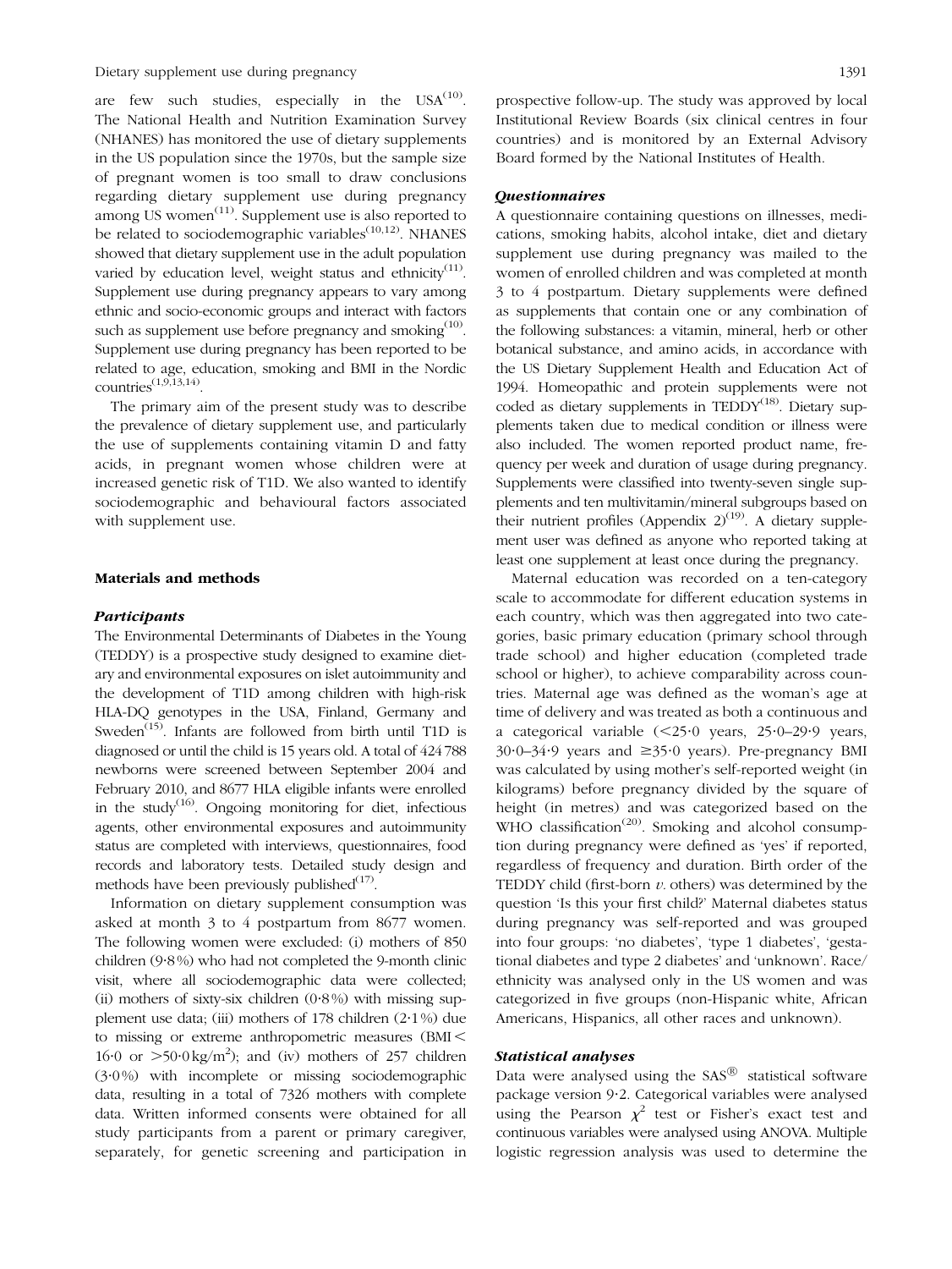are few such studies, especially in the USA[10]. The National Health and Nutrition Examination Survey (NHANES) has monitored the use of dietary supplements in the US population since the 1970s, but the sample size of pregnant women is too small to draw conclusions regarding dietary supplement use during pregnancy among US women[11]. Supplement use is also reported to be related to sociodemographic variables[10,12]. NHANES showed that dietary supplement use in the adult population varied by education level, weight status and ethnicity[11]. Supplement use during pregnancy appears to vary among ethnic and socio-economic groups and interact with factors such as supplement use before pregnancy and smoking[10]. Supplement use during pregnancy has been reported to be related to age, education, smoking and BMI in the Nordic countries[1,9,13,14].

The primary aim of the present study was to describe the prevalence of dietary supplement use, and particularly the use of supplements containing vitamin D and fatty acids, in pregnant women whose children were at increased genetic risk of T1D. We also wanted to identify sociodemographic and behavioural factors associated with supplement use.

## Materials and methods

### Participants

The Environmental Determinants of Diabetes in the Young (TEDDY) is a prospective study designed to examine dietary and environmental exposures on islet autoimmunity and the development of T1D among children with high-risk HLA-DQ genotypes in the USA, Finland, Germany and Sweden[15]. Infants are followed from birth until T1D is diagnosed or until the child is 15 years old. A total of 424 788 newborns were screened between September 2004 and February 2010, and 8677 HLA eligible infants were enrolled in the study[16]. Ongoing monitoring for diet, infectious agents, other environmental exposures and autoimmunity status are completed with interviews, questionnaires, food records and laboratory tests. Detailed study design and methods have been previously published[17].

Information on dietary supplement consumption was asked at month 3 to 4 postpartum from 8677 women. The following women were excluded: (i) mothers of 850 children (9·8 %) who had not completed the 9-month clinic visit, where all sociodemographic data were collected; (ii) mothers of sixty-six children (0·8 %) with missing supplement use data; (iii) mothers of 178 children (2·1 %) due to missing or extreme anthropometric measures (BMI $<$ 16·0 or $>$50·0 kg/m$^2$); and (iv) mothers of 257 children (3·0 %) with incomplete or missing sociodemographic data, resulting in a total of 7326 mothers with complete data. Written informed consents were obtained for all study participants from a parent or primary caregiver, separately, for genetic screening and participation in prospective follow-up. The study was approved by local Institutional Review Boards (six clinical centres in four countries) and is monitored by an External Advisory Board formed by the National Institutes of Health.

### Questionnaires

A questionnaire containing questions on illnesses, medications, smoking habits, alcohol intake, diet and dietary supplement use during pregnancy was mailed to the women of enrolled children and was completed at month 3 to 4 postpartum. Dietary supplements were defined as supplements that contain one or any combination of the following substances: a vitamin, mineral, herb or other botanical substance, and amino acids, in accordance with the US Dietary Supplement Health and Education Act of 1994. Homeopathic and protein supplements were not coded as dietary supplements in TEDDY[18]. Dietary supplements taken due to medical condition or illness were also included. The women reported product name, frequency per week and duration of usage during pregnancy. Supplements were classified into twenty-seven single supplements and ten multivitamin/mineral subgroups based on their nutrient profiles (Appendix 2)[19]. A dietary supplement user was defined as anyone who reported taking at least one supplement at least once during the pregnancy.

Maternal education was recorded on a ten-category scale to accommodate for different education systems in each country, which was then aggregated into two categories, basic primary education (primary school through trade school) and higher education (completed trade school or higher), to achieve comparability across countries. Maternal age was defined as the woman's age at time of delivery and was treated as both a continuous and a categorical variable ($<$25·0 years, 25·0–29·9 years, 30·0–34·9 years and $\geq$35·0 years). Pre-pregnancy BMI was calculated by using mother's self-reported weight (in kilograms) before pregnancy divided by the square of height (in metres) and was categorized based on the WHO classification[20]. Smoking and alcohol consumption during pregnancy were defined as 'yes' if reported, regardless of frequency and duration. Birth order of the TEDDY child (first-born *v.* others) was determined by the question 'Is this your first child?' Maternal diabetes status during pregnancy was self-reported and was grouped into four groups: 'no diabetes', 'type 1 diabetes', 'gestational diabetes and type 2 diabetes' and 'unknown'. Race/ethnicity was analysed only in the US women and was categorized in five groups (non-Hispanic white, African Americans, Hispanics, all other races and unknown).

### Statistical analyses

Data were analysed using the SAS® statistical software package version 9·2. Categorical variables were analysed using the Pearson $\chi^2$ test or Fisher's exact test and continuous variables were analysed using ANOVA. Multiple logistic regression analysis was used to determine the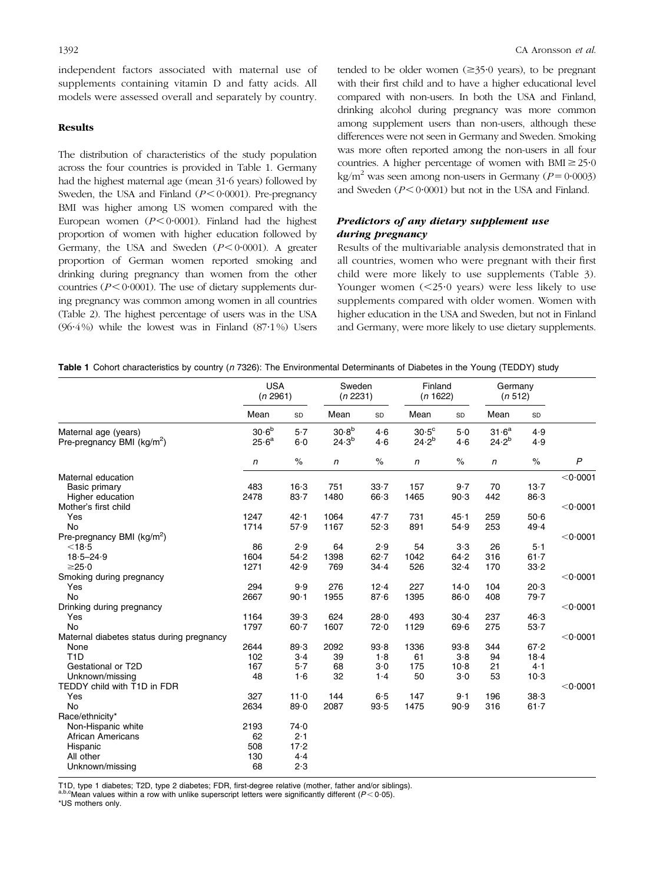independent factors associated with maternal use of supplements containing vitamin D and fatty acids. All models were assessed overall and separately by country.

## Results

The distribution of characteristics of the study population across the four countries is provided in Table 1. Germany had the highest maternal age (mean 31·6 years) followed by Sweden, the USA and Finland ($P < 0·0001$). Pre-pregnancy BMI was higher among US women compared with the European women ($P < 0·0001$). Finland had the highest proportion of women with higher education followed by Germany, the USA and Sweden ($P < 0·0001$). A greater proportion of German women reported smoking and drinking during pregnancy than women from the other countries ($P < 0·0001$). The use of dietary supplements during pregnancy was common among women in all countries (Table 2). The highest percentage of users was in the USA (96·4 %) while the lowest was in Finland (87·1 %) Users tended to be older women (≥35·0 years), to be pregnant with their first child and to have a higher educational level compared with non-users. In both the USA and Finland, drinking alcohol during pregnancy was more common among supplement users than non-users, although these differences were not seen in Germany and Sweden. Smoking was more often reported among the non-users in all four countries. A higher percentage of women with BMI ≥ 25·0 kg/m$^2$ was seen among non-users in Germany ($P = 0·0003$) and Sweden ($P < 0·0001$) but not in the USA and Finland.

### *Predictors of any dietary supplement use during pregnancy*

Results of the multivariable analysis demonstrated that in all countries, women who were pregnant with their first child were more likely to use supplements (Table 3). Younger women (<25·0 years) were less likely to use supplements compared with older women. Women with higher education in the USA and Sweden, but not in Finland and Germany, were more likely to use dietary supplements.

**Table 1** Cohort characteristics by country (*n* 7326): The Environmental Determinants of Diabetes in the Young (TEDDY) study

| | USA (*n* 2961) | | Sweden (*n* 2231) | | Finland (*n* 1622) | | Germany (*n* 512) | | |
|---|---|---|---|---|---|---|---|---|---|
| | Mean | SD | Mean | SD | Mean | SD | Mean | SD | |
| Maternal age (years) | 30·6[b] | 5·7 | 30·8[b] | 4·6 | 30·5[c] | 5·0 | 31·6[a] | 4·9 | |
| Pre-pregnancy BMI (kg/m$^2$) | 25·6[a] | 6·0 | 24·3[b] | 4·6 | 24·2[b] | 4·6 | 24·2[b] | 4·9 | |
| | *n* | % | *n* | % | *n* | % | *n* | % | *P* |
| Maternal education | | | | | | | | | <0·0001 |
| Basic primary | 483 | 16·3 | 751 | 33·7 | 157 | 9·7 | 70 | 13·7 | |
| Higher education | 2478 | 83·7 | 1480 | 66·3 | 1465 | 90·3 | 442 | 86·3 | |
| Mother's first child | | | | | | | | | <0·0001 |
| Yes | 1247 | 42·1 | 1064 | 47·7 | 731 | 45·1 | 259 | 50·6 | |
| No | 1714 | 57·9 | 1167 | 52·3 | 891 | 54·9 | 253 | 49·4 | |
| Pre-pregnancy BMI (kg/m$^2$) | | | | | | | | | <0·0001 |
| <18·5 | 86 | 2·9 | 64 | 2·9 | 54 | 3·3 | 26 | 5·1 | |
| 18·5–24·9 | 1604 | 54·2 | 1398 | 62·7 | 1042 | 64·2 | 316 | 61·7 | |
| ≥25·0 | 1271 | 42·9 | 769 | 34·4 | 526 | 32·4 | 170 | 33·2 | |
| Smoking during pregnancy | | | | | | | | | <0·0001 |
| Yes | 294 | 9·9 | 276 | 12·4 | 227 | 14·0 | 104 | 20·3 | |
| No | 2667 | 90·1 | 1955 | 87·6 | 1395 | 86·0 | 408 | 79·7 | |
| Drinking during pregnancy | | | | | | | | | <0·0001 |
| Yes | 1164 | 39·3 | 624 | 28·0 | 493 | 30·4 | 237 | 46·3 | |
| No | 1797 | 60·7 | 1607 | 72·0 | 1129 | 69·6 | 275 | 53·7 | |
| Maternal diabetes status during pregnancy | | | | | | | | | <0·0001 |
| None | 2644 | 89·3 | 2092 | 93·8 | 1336 | 93·8 | 344 | 67·2 | |
| T1D | 102 | 3·4 | 39 | 1·8 | 61 | 3·8 | 94 | 18·4 | |
| Gestational or T2D | 167 | 5·7 | 68 | 3·0 | 175 | 10·8 | 21 | 4·1 | |
| Unknown/missing | 48 | 1·6 | 32 | 1·4 | 50 | 3·0 | 53 | 10·3 | |
| TEDDY child with T1D in FDR | | | | | | | | | <0·0001 |
| Yes | 327 | 11·0 | 144 | 6·5 | 147 | 9·1 | 196 | 38·3 | |
| No | 2634 | 89·0 | 2087 | 93·5 | 1475 | 90·9 | 316 | 61·7 | |
| Race/ethnicity* | | | | | | | | | |
| Non-Hispanic white | 2193 | 74·0 | | | | | | | |
| African Americans | 62 | 2·1 | | | | | | | |
| Hispanic | 508 | 17·2 | | | | | | | |
| All other | 130 | 4·4 | | | | | | | |
| Unknown/missing | 68 | 2·3 | | | | | | | |

T1D, type 1 diabetes; T2D, type 2 diabetes; FDR, first-degree relative (mother, father and/or siblings).
[a,b,c]Mean values within a row with unlike superscript letters were significantly different ($P < 0·05$).
*US mothers only.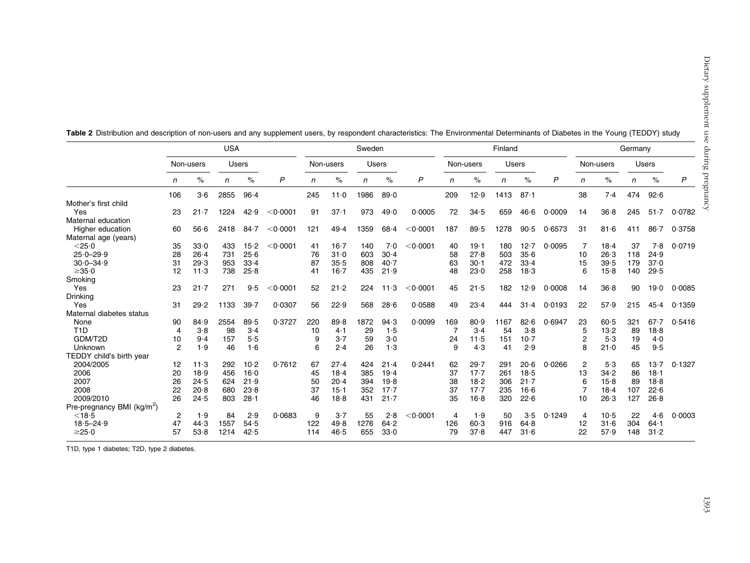**Table 2** Distribution and description of non-users and any supplement users, by respondent characteristics: The Environmental Determinants of Diabetes in the Young (TEDDY) study

| | USA | | | | | Sweden | | | | | Finland | | | | | Germany | | | | |
|---|---|---|---|---|---|---|---|---|---|---|---|---|---|---|---|---|---|---|---|---|
| | Non-users | | Users | | | Non-users | | Users | | | Non-users | | Users | | | Non-users | | Users | | |
| | *n* | % | *n* | % | *P* | *n* | % | *n* | % | *P* | *n* | % | *n* | % | *P* | *n* | % | *n* | % | *P* |
| | 106 | 3·6 | 2855 | 96·4 | | 245 | 11·0 | 1986 | 89·0 | | 209 | 12·9 | 1413 | 87·1 | | 38 | 7·4 | 474 | 92·6 | |
| Mother's first child | | | | | | | | | | | | | | | | | | | | |
| Yes | 23 | 21·7 | 1224 | 42·9 | <0·0001 | 91 | 37·1 | 973 | 49·0 | 0·0005 | 72 | 34·5 | 659 | 46·6 | 0·0009 | 14 | 36·8 | 245 | 51·7 | 0·0782 |
| Maternal education | | | | | | | | | | | | | | | | | | | | |
| Higher education | 60 | 56·6 | 2418 | 84·7 | <0·0001 | 121 | 49·4 | 1359 | 68·4 | <0·0001 | 187 | 89·5 | 1278 | 90·5 | 0·6573 | 31 | 81·6 | 411 | 86·7 | 0·3758 |
| Maternal age (years) | | | | | | | | | | | | | | | | | | | | |
| <25·0 | 35 | 33·0 | 433 | 15·2 | <0·0001 | 41 | 16·7 | 140 | 7·0 | <0·0001 | 40 | 19·1 | 180 | 12·7 | 0·0095 | 7 | 18·4 | 37 | 7·8 | 0·0719 |
| 25·0–29·9 | 28 | 26·4 | 731 | 25·6 | | 76 | 31·0 | 603 | 30·4 | | 58 | 27·8 | 503 | 35·6 | | 10 | 26·3 | 118 | 24·9 | |
| 30·0–34·9 | 31 | 29·3 | 953 | 33·4 | | 87 | 35·5 | 808 | 40·7 | | 63 | 30·1 | 472 | 33·4 | | 15 | 39·5 | 179 | 37·0 | |
| ≥35·0 | 12 | 11·3 | 738 | 25·8 | | 41 | 16·7 | 435 | 21·9 | | 48 | 23·0 | 258 | 18·3 | | 6 | 15·8 | 140 | 29·5 | |
| Smoking | | | | | | | | | | | | | | | | | | | | |
| Yes | 23 | 21·7 | 271 | 9·5 | <0·0001 | 52 | 21·2 | 224 | 11·3 | <0·0001 | 45 | 21·5 | 182 | 12·9 | 0·0008 | 14 | 36·8 | 90 | 19·0 | 0·0085 |
| Drinking | | | | | | | | | | | | | | | | | | | | |
| Yes | 31 | 29·2 | 1133 | 39·7 | 0·0307 | 56 | 22·9 | 568 | 28·6 | 0·0588 | 49 | 23·4 | 444 | 31·4 | 0·0193 | 22 | 57·9 | 215 | 45·4 | 0·1359 |
| Maternal diabetes status | | | | | | | | | | | | | | | | | | | | |
| None | 90 | 84·9 | 2554 | 89·5 | 0·3727 | 220 | 89·8 | 1872 | 94·3 | 0·0099 | 169 | 80·9 | 1167 | 82·6 | 0·6947 | 23 | 60·5 | 321 | 67·7 | 0·5416 |
| T1D | 4 | 3·8 | 98 | 3·4 | | 10 | 4·1 | 29 | 1·5 | | 7 | 3·4 | 54 | 3·8 | | 5 | 13·2 | 89 | 18·8 | |
| GDM/T2D | 10 | 9·4 | 157 | 5·5 | | 9 | 3·7 | 59 | 3·0 | | 24 | 11·5 | 151 | 10·7 | | 2 | 5·3 | 19 | 4·0 | |
| Unknown | 2 | 1·9 | 46 | 1·6 | | 6 | 2·4 | 26 | 1·3 | | 9 | 4·3 | 41 | 2·9 | | 8 | 21·0 | 45 | 9·5 | |
| TEDDY child's birth year | | | | | | | | | | | | | | | | | | | | |
| 2004/2005 | 12 | 11·3 | 292 | 10·2 | 0·7612 | 67 | 27·4 | 424 | 21·4 | 0·2441 | 62 | 29·7 | 291 | 20·6 | 0·0266 | 2 | 5·3 | 65 | 13·7 | 0·1327 |
| 2006 | 20 | 18·9 | 456 | 16·0 | | 45 | 18·4 | 385 | 19·4 | | 37 | 17·7 | 261 | 18·5 | | 13 | 34·2 | 86 | 18·1 | |
| 2007 | 26 | 24·5 | 624 | 21·9 | | 50 | 20·4 | 394 | 19·8 | | 38 | 18·2 | 306 | 21·7 | | 6 | 15·8 | 89 | 18·8 | |
| 2008 | 22 | 20·8 | 680 | 23·8 | | 37 | 15·1 | 352 | 17·7 | | 37 | 17·7 | 235 | 16·6 | | 7 | 18·4 | 107 | 22·6 | |
| 2009/2010 | 26 | 24·5 | 803 | 28·1 | | 46 | 18·8 | 431 | 21·7 | | 35 | 16·8 | 320 | 22·6 | | 10 | 26·3 | 127 | 26·8 | |
| Pre-pregnancy BMI ($kg/m^2$) | | | | | | | | | | | | | | | | | | | | |
| <18·5 | 2 | 1·9 | 84 | 2·9 | 0·0683 | 9 | 3·7 | 55 | 2·8 | <0·0001 | 4 | 1·9 | 50 | 3·5 | 0·1249 | 4 | 10·5 | 22 | 4·6 | 0·0003 |
| 18·5–24·9 | 47 | 44·3 | 1557 | 54·5 | | 122 | 49·8 | 1276 | 64·2 | | 126 | 60·3 | 916 | 64·8 | | 12 | 31·6 | 304 | 64·1 | |
| ≥25·0 | 57 | 53·8 | 1214 | 42·5 | | 114 | 46·5 | 655 | 33·0 | | 79 | 37·8 | 447 | 31·6 | | 22 | 57·9 | 148 | 31·2 | |

T1D, type 1 diabetes; T2D, type 2 diabetes.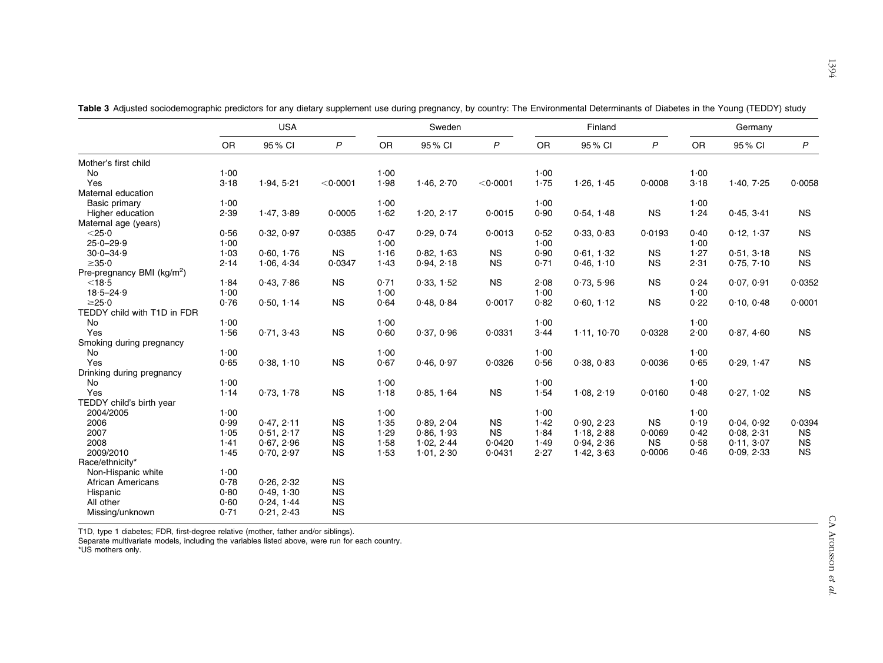**Table 3** Adjusted sociodemographic predictors for any dietary supplement use during pregnancy, by country: The Environmental Determinants of Diabetes in the Young (TEDDY) study

| | USA | | | Sweden | | | Finland | | | Germany | | |
|---|---|---|---|---|---|---|---|---|---|---|---|---|
| | OR | 95 % CI | *P* | OR | 95 % CI | *P* | OR | 95 % CI | *P* | OR | 95 % CI | *P* |
| Mother's first child | | | | | | | | | | | | |
| No | 1·00 | | | 1·00 | | | 1·00 | | | 1·00 | | |
| Yes | 3·18 | 1·94, 5·21 | <0·0001 | 1·98 | 1·46, 2·70 | <0·0001 | 1·75 | 1·26, 1·45 | 0·0008 | 3·18 | 1·40, 7·25 | 0·0058 |
| Maternal education | | | | | | | | | | | | |
| Basic primary | 1·00 | | | 1·00 | | | 1·00 | | | 1·00 | | |
| Higher education | 2·39 | 1·47, 3·89 | 0·0005 | 1·62 | 1·20, 2·17 | 0·0015 | 0·90 | 0·54, 1·48 | NS | 1·24 | 0·45, 3·41 | NS |
| Maternal age (years) | | | | | | | | | | | | |
| <25·0 | 0·56 | 0·32, 0·97 | 0·0385 | 0·47 | 0·29, 0·74 | 0·0013 | 0·52 | 0·33, 0·83 | 0·0193 | 0·40 | 0·12, 1·37 | NS |
| 25·0–29·9 | 1·00 | | | 1·00 | | | 1·00 | | | 1·00 | | |
| 30·0–34·9 | 1·03 | 0·60, 1·76 | NS | 1·16 | 0·82, 1·63 | NS | 0·90 | 0·61, 1·32 | NS | 1·27 | 0·51, 3·18 | NS |
| ≥35·0 | 2·14 | 1·06, 4·34 | 0·0347 | 1·43 | 0·94, 2·18 | NS | 0·71 | 0·46, 1·10 | NS | 2·31 | 0·75, 7·10 | NS |
| Pre-pregnancy BMI (kg/m$^2$) | | | | | | | | | | | | |
| <18·5 | 1·84 | 0·43, 7·86 | NS | 0·71 | 0·33, 1·52 | NS | 2·08 | 0·73, 5·96 | NS | 0·24 | 0·07, 0·91 | 0·0352 |
| 18·5–24·9 | 1·00 | | | 1·00 | | | 1·00 | | | 1·00 | | |
| ≥25·0 | 0·76 | 0·50, 1·14 | NS | 0·64 | 0·48, 0·84 | 0·0017 | 0·82 | 0·60, 1·12 | NS | 0·22 | 0·10, 0·48 | 0·0001 |
| TEDDY child with T1D in FDR | | | | | | | | | | | | |
| No | 1·00 | | | 1·00 | | | 1·00 | | | 1·00 | | |
| Yes | 1·56 | 0·71, 3·43 | NS | 0·60 | 0·37, 0·96 | 0·0331 | 3·44 | 1·11, 10·70 | 0·0328 | 2·00 | 0·87, 4·60 | NS |
| Smoking during pregnancy | | | | | | | | | | | | |
| No | 1·00 | | | 1·00 | | | 1·00 | | | 1·00 | | |
| Yes | 0·65 | 0·38, 1·10 | NS | 0·67 | 0·46, 0·97 | 0·0326 | 0·56 | 0·38, 0·83 | 0·0036 | 0·65 | 0·29, 1·47 | NS |
| Drinking during pregnancy | | | | | | | | | | | | |
| No | 1·00 | | | 1·00 | | | 1·00 | | | 1·00 | | |
| Yes | 1·14 | 0·73, 1·78 | NS | 1·18 | 0·85, 1·64 | NS | 1·54 | 1·08, 2·19 | 0·0160 | 0·48 | 0·27, 1·02 | NS |
| TEDDY child's birth year | | | | | | | | | | | | |
| 2004/2005 | 1·00 | | | 1·00 | | | 1·00 | | | 1·00 | | |
| 2006 | 0·99 | 0·47, 2·11 | NS | 1·35 | 0·89, 2·04 | NS | 1·42 | 0·90, 2·23 | NS | 0·19 | 0·04, 0·92 | 0·0394 |
| 2007 | 1·05 | 0·51, 2·17 | NS | 1·29 | 0·86, 1·93 | NS | 1·84 | 1·18, 2·88 | 0·0069 | 0·42 | 0·08, 2·31 | NS |
| 2008 | 1·41 | 0·67, 2·96 | NS | 1·58 | 1·02, 2·44 | 0·0420 | 1·49 | 0·94, 2·36 | NS | 0·58 | 0·11, 3·07 | NS |
| 2009/2010 | 1·45 | 0·70, 2·97 | NS | 1·53 | 1·01, 2·30 | 0·0431 | 2·27 | 1·42, 3·63 | 0·0006 | 0·46 | 0·09, 2·33 | NS |
| Race/ethnicity* | | | | | | | | | | | | |
| Non-Hispanic white | 1·00 | | | | | | | | | | | |
| African Americans | 0·78 | 0·26, 2·32 | NS | | | | | | | | | |
| Hispanic | 0·80 | 0·49, 1·30 | NS | | | | | | | | | |
| All other | 0·60 | 0·24, 1·44 | NS | | | | | | | | | |
| Missing/unknown | 0·71 | 0·21, 2·43 | NS | | | | | | | | | |

T1D, type 1 diabetes; FDR, first-degree relative (mother, father and/or siblings).
Separate multivariate models, including the variables listed above, were run for each country.
*US mothers only.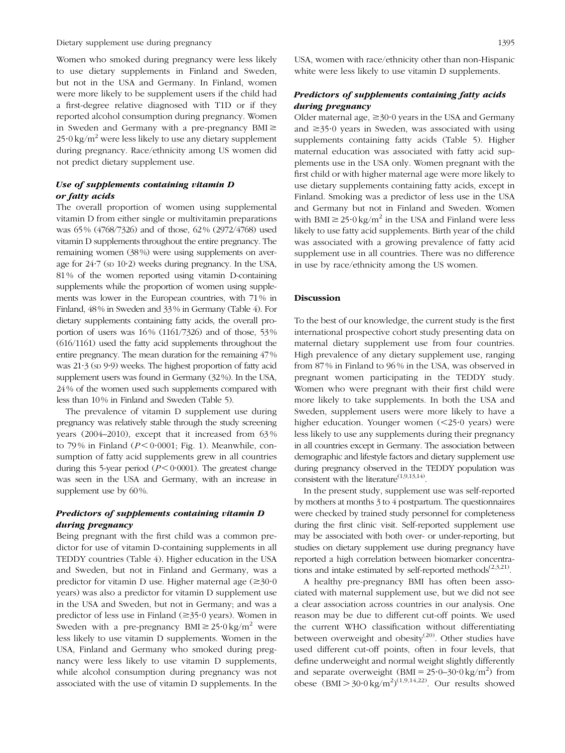Women who smoked during pregnancy were less likely to use dietary supplements in Finland and Sweden, but not in the USA and Germany. In Finland, women were more likely to be supplement users if the child had a first-degree relative diagnosed with T1D or if they reported alcohol consumption during pregnancy. Women in Sweden and Germany with a pre-pregnancy BMI ≥ 25·0 kg/m$^2$ were less likely to use any dietary supplement during pregnancy. Race/ethnicity among US women did not predict dietary supplement use.

### *Use of supplements containing vitamin D or fatty acids*

The overall proportion of women using supplemental vitamin D from either single or multivitamin preparations was 65 % (4768/7326) and of those, 62 % (2972/4768) used vitamin D supplements throughout the entire pregnancy. The remaining women (38 %) were using supplements on average for 24·7 (SD 10·2) weeks during pregnancy. In the USA, 81 % of the women reported using vitamin D-containing supplements while the proportion of women using supplements was lower in the European countries, with 71 % in Finland, 48 % in Sweden and 33 % in Germany (Table 4). For dietary supplements containing fatty acids, the overall proportion of users was 16 % (1161/7326) and of those, 53 % (616/1161) used the fatty acid supplements throughout the entire pregnancy. The mean duration for the remaining 47 % was 21·3 (SD 9·9) weeks. The highest proportion of fatty acid supplement users was found in Germany (32 %). In the USA, 24 % of the women used such supplements compared with less than 10 % in Finland and Sweden (Table 5).

The prevalence of vitamin D supplement use during pregnancy was relatively stable through the study screening years (2004–2010), except that it increased from 63 % to 79 % in Finland ($P < 0·0001$; Fig. 1). Meanwhile, consumption of fatty acid supplements grew in all countries during this 5-year period ($P < 0·0001$). The greatest change was seen in the USA and Germany, with an increase in supplement use by 60 %.

### *Predictors of supplements containing vitamin D during pregnancy*

Being pregnant with the first child was a common predictor for use of vitamin D-containing supplements in all TEDDY countries (Table 4). Higher education in the USA and Sweden, but not in Finland and Germany, was a predictor for vitamin D use. Higher maternal age (≥30·0 years) was also a predictor for vitamin D supplement use in the USA and Sweden, but not in Germany; and was a predictor of less use in Finland (≥35·0 years). Women in Sweden with a pre-pregnancy BMI ≥ 25·0 kg/m$^2$ were less likely to use vitamin D supplements. Women in the USA, Finland and Germany who smoked during pregnancy were less likely to use vitamin D supplements, while alcohol consumption during pregnancy was not associated with the use of vitamin D supplements. In the USA, women with race/ethnicity other than non-Hispanic white were less likely to use vitamin D supplements.

### *Predictors of supplements containing fatty acids during pregnancy*

Older maternal age, ≥30·0 years in the USA and Germany and ≥35·0 years in Sweden, was associated with using supplements containing fatty acids (Table 5). Higher maternal education was associated with fatty acid supplements use in the USA only. Women pregnant with the first child or with higher maternal age were more likely to use dietary supplements containing fatty acids, except in Finland. Smoking was a predictor of less use in the USA and Germany but not in Finland and Sweden. Women with BMI ≥ 25·0 kg/m$^2$ in the USA and Finland were less likely to use fatty acid supplements. Birth year of the child was associated with a growing prevalence of fatty acid supplement use in all countries. There was no difference in use by race/ethnicity among the US women.

## Discussion

To the best of our knowledge, the current study is the first international prospective cohort study presenting data on maternal dietary supplement use from four countries. High prevalence of any dietary supplement use, ranging from 87 % in Finland to 96 % in the USA, was observed in pregnant women participating in the TEDDY study. Women who were pregnant with their first child were more likely to take supplements. In both the USA and Sweden, supplement users were more likely to have a higher education. Younger women (<25·0 years) were less likely to use any supplements during their pregnancy in all countries except in Germany. The association between demographic and lifestyle factors and dietary supplement use during pregnancy observed in the TEDDY population was consistent with the literature[1,9,13,14].

In the present study, supplement use was self-reported by mothers at months 3 to 4 postpartum. The questionnaires were checked by trained study personnel for completeness during the first clinic visit. Self-reported supplement use may be associated with both over- or under-reporting, but studies on dietary supplement use during pregnancy have reported a high correlation between biomarker concentrations and intake estimated by self-reported methods[2,3,21].

A healthy pre-pregnancy BMI has often been associated with maternal supplement use, but we did not see a clear association across countries in our analysis. One reason may be due to different cut-off points. We used the current WHO classification without differentiating between overweight and obesity[20]. Other studies have used different cut-off points, often in four levels, that define underweight and normal weight slightly differently and separate overweight (BMI = 25·0–30·0 kg/m$^2$) from obese (BMI > 30·0 kg/m$^2$)[1,9,14,22]. Our results showed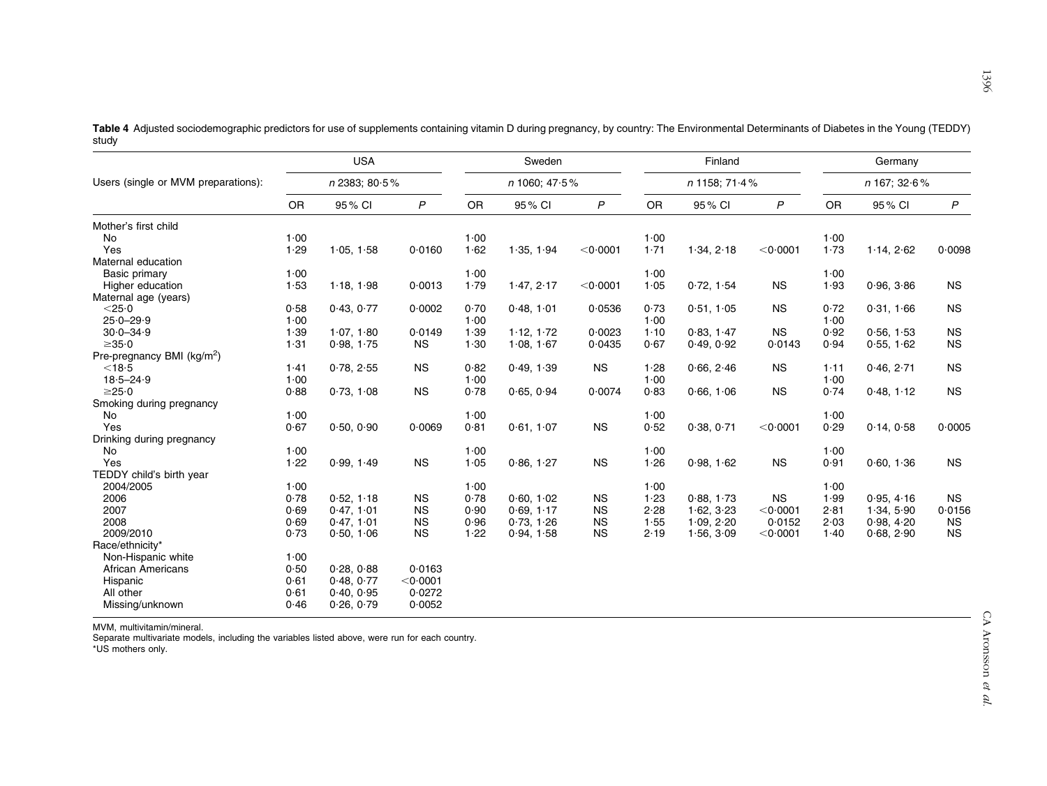**Table 4** Adjusted sociodemographic predictors for use of supplements containing vitamin D during pregnancy, by country: The Environmental Determinants of Diabetes in the Young (TEDDY) study

| | USA | | | Sweden | | | Finland | | | Germany | | |
|---|---|---|---|---|---|---|---|---|---|---|---|---|
| Users (single or MVM preparations): | *n* 2383; 80·5 % | | | *n* 1060; 47·5 % | | | *n* 1158; 71·4 % | | | *n* 167; 32·6 % | | |
| | OR | 95 % CI | *P* | OR | 95 % CI | *P* | OR | 95 % CI | *P* | OR | 95 % CI | *P* |
| Mother's first child | | | | | | | | | | | | |
| No | 1·00 | | | 1·00 | | | 1·00 | | | 1·00 | | |
| Yes | 1·29 | 1·05, 1·58 | 0·0160 | 1·62 | 1·35, 1·94 | <0·0001 | 1·71 | 1·34, 2·18 | <0·0001 | 1·73 | 1·14, 2·62 | 0·0098 |
| Maternal education | | | | | | | | | | | | |
| Basic primary | 1·00 | | | 1·00 | | | 1·00 | | | 1·00 | | |
| Higher education | 1·53 | 1·18, 1·98 | 0·0013 | 1·79 | 1·47, 2·17 | <0·0001 | 1·05 | 0·72, 1·54 | NS | 1·93 | 0·96, 3·86 | NS |
| Maternal age (years) | | | | | | | | | | | | |
| <25·0 | 0·58 | 0·43, 0·77 | 0·0002 | 0·70 | 0·48, 1·01 | 0·0536 | 0·73 | 0·51, 1·05 | NS | 0·72 | 0·31, 1·66 | NS |
| 25·0–29·9 | 1·00 | | | 1·00 | | | 1·00 | | | 1·00 | | |
| 30·0–34·9 | 1·39 | 1·07, 1·80 | 0·0149 | 1·39 | 1·12, 1·72 | 0·0023 | 1·10 | 0·83, 1·47 | NS | 0·92 | 0·56, 1·53 | NS |
| ≥35·0 | 1·31 | 0·98, 1·75 | NS | 1·30 | 1·08, 1·67 | 0·0435 | 0·67 | 0·49, 0·92 | 0·0143 | 0·94 | 0·55, 1·62 | NS |
| Pre-pregnancy BMI (kg/m$^2$) | | | | | | | | | | | | |
| <18·5 | 1·41 | 0·78, 2·55 | NS | 0·82 | 0·49, 1·39 | NS | 1·28 | 0·66, 2·46 | NS | 1·11 | 0·46, 2·71 | NS |
| 18·5–24·9 | 1·00 | | | 1·00 | | | 1·00 | | | 1·00 | | |
| ≥25·0 | 0·88 | 0·73, 1·08 | NS | 0·78 | 0·65, 0·94 | 0·0074 | 0·83 | 0·66, 1·06 | NS | 0·74 | 0·48, 1·12 | NS |
| Smoking during pregnancy | | | | | | | | | | | | |
| No | 1·00 | | | 1·00 | | | 1·00 | | | 1·00 | | |
| Yes | 0·67 | 0·50, 0·90 | 0·0069 | 0·81 | 0·61, 1·07 | NS | 0·52 | 0·38, 0·71 | <0·0001 | 0·29 | 0·14, 0·58 | 0·0005 |
| Drinking during pregnancy | | | | | | | | | | | | |
| No | 1·00 | | | 1·00 | | | 1·00 | | | 1·00 | | |
| Yes | 1·22 | 0·99, 1·49 | NS | 1·05 | 0·86, 1·27 | NS | 1·26 | 0·98, 1·62 | NS | 0·91 | 0·60, 1·36 | NS |
| TEDDY child's birth year | | | | | | | | | | | | |
| 2004/2005 | 1·00 | | | 1·00 | | | 1·00 | | | 1·00 | | |
| 2006 | 0·78 | 0·52, 1·18 | NS | 0·78 | 0·60, 1·02 | NS | 1·23 | 0·88, 1·73 | NS | 1·99 | 0·95, 4·16 | NS |
| 2007 | 0·69 | 0·47, 1·01 | NS | 0·90 | 0·69, 1·17 | NS | 2·28 | 1·62, 3·23 | <0·0001 | 2·81 | 1·34, 5·90 | 0·0156 |
| 2008 | 0·69 | 0·47, 1·01 | NS | 0·96 | 0·73, 1·26 | NS | 1·55 | 1·09, 2·20 | 0·0152 | 2·03 | 0·98, 4·20 | NS |
| 2009/2010 | 0·73 | 0·50, 1·06 | NS | 1·22 | 0·94, 1·58 | NS | 2·19 | 1·56, 3·09 | <0·0001 | 1·40 | 0·68, 2·90 | NS |
| Race/ethnicity* | | | | | | | | | | | | |
| Non-Hispanic white | 1·00 | | | | | | | | | | | |
| African Americans | 0·50 | 0·28, 0·88 | 0·0163 | | | | | | | | | |
| Hispanic | 0·61 | 0·48, 0·77 | <0·0001 | | | | | | | | | |
| All other | 0·61 | 0·40, 0·95 | 0·0272 | | | | | | | | | |
| Missing/unknown | 0·46 | 0·26, 0·79 | 0·0052 | | | | | | | | | |

MVM, multivitamin/mineral.
Separate multivariate models, including the variables listed above, were run for each country.
*US mothers only.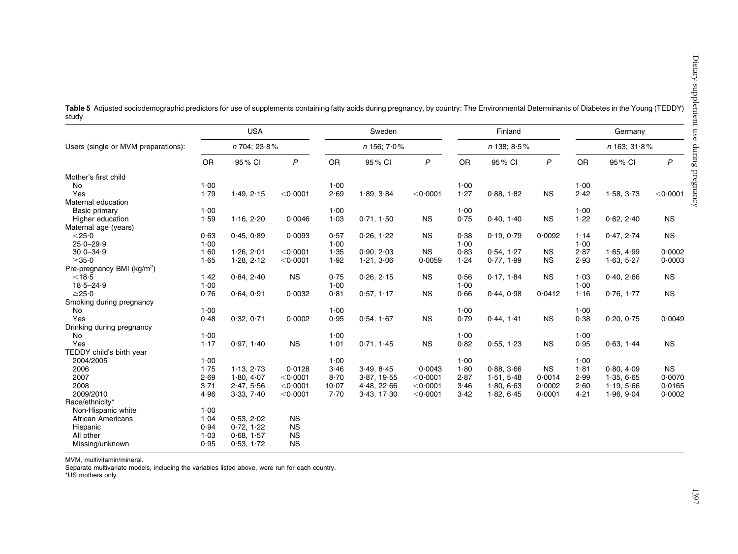**Table 5** Adjusted sociodemographic predictors for use of supplements containing fatty acids during pregnancy, by country: The Environmental Determinants of Diabetes in the Young (TEDDY) study

| | USA | | | Sweden | | | Finland | | | Germany | | |
|---|---|---|---|---|---|---|---|---|---|---|---|---|
| Users (single or MVM preparations): | *n* 704; 23·8 % | | | *n* 156; 7·0 % | | | *n* 138; 8·5 % | | | *n* 163; 31·8 % | | |
| | OR | 95 % CI | *P* | OR | 95 % CI | *P* | OR | 95 % CI | *P* | OR | 95 % CI | *P* |
| Mother's first child | | | | | | | | | | | | |
| No | 1·00 | | | 1·00 | | | 1·00 | | | 1·00 | | |
| Yes | 1·79 | 1·49, 2·15 | <0·0001 | 2·69 | 1·89, 3·84 | <0·0001 | 1·27 | 0·88, 1·82 | NS | 2·42 | 1·58, 3·73 | <0·0001 |
| Maternal education | | | | | | | | | | | | |
| Basic primary | 1·00 | | | 1·00 | | | 1·00 | | | 1·00 | | |
| Higher education | 1·59 | 1·16, 2·20 | 0·0046 | 1·03 | 0·71, 1·50 | NS | 0·75 | 0·40, 1·40 | NS | 1·22 | 0·62, 2·40 | NS |
| Maternal age (years) | | | | | | | | | | | | |
| <25·0 | 0·63 | 0·45, 0·89 | 0·0093 | 0·57 | 0·26, 1·22 | NS | 0·38 | 0·19, 0·79 | 0·0092 | 1·14 | 0·47, 2·74 | NS |
| 25·0–29·9 | 1·00 | | | 1·00 | | | 1·00 | | | 1·00 | | |
| 30·0–34·9 | 1·60 | 1·26, 2·01 | <0·0001 | 1·35 | 0·90, 2·03 | NS | 0·83 | 0·54, 1·27 | NS | 2·87 | 1·65, 4·99 | 0·0002 |
| ≥35·0 | 1·65 | 1·28, 2·12 | <0·0001 | 1·92 | 1·21, 3·06 | 0·0059 | 1·24 | 0·77, 1·99 | NS | 2·93 | 1·63, 5·27 | 0·0003 |
| Pre-pregnancy BMI (kg/m$^2$) | | | | | | | | | | | | |
| <18·5 | 1·42 | 0·84, 2·40 | NS | 0·75 | 0·26, 2·15 | NS | 0·56 | 0·17, 1·84 | NS | 1·03 | 0·40, 2·66 | NS |
| 18·5–24·9 | 1·00 | | | 1·00 | | | 1·00 | | | 1·00 | | |
| ≥25·0 | 0·76 | 0·64, 0·91 | 0·0032 | 0·81 | 0·57, 1·17 | NS | 0·66 | 0·44, 0·98 | 0·0412 | 1·16 | 0·76, 1·77 | NS |
| Smoking during pregnancy | | | | | | | | | | | | |
| No | 1·00 | | | 1·00 | | | 1·00 | | | 1·00 | | |
| Yes | 0·48 | 0·32, 0·71 | 0·0002 | 0·95 | 0·54, 1·67 | NS | 0·79 | 0·44, 1·41 | NS | 0·38 | 0·20, 0·75 | 0·0049 |
| Drinking during pregnancy | | | | | | | | | | | | |
| No | 1·00 | | | 1·00 | | | 1·00 | | | 1·00 | | |
| Yes | 1·17 | 0·97, 1·40 | NS | 1·01 | 0·71, 1·45 | NS | 0·82 | 0·55, 1·23 | NS | 0·95 | 0·63, 1·44 | NS |
| TEDDY child's birth year | | | | | | | | | | | | |
| 2004/2005 | 1·00 | | | 1·00 | | | 1·00 | | | 1·00 | | |
| 2006 | 1·75 | 1·13, 2·73 | 0·0128 | 3·46 | 3·49, 8·45 | 0·0043 | 1·80 | 0·88, 3·66 | NS | 1·81 | 0·80, 4·09 | NS |
| 2007 | 2·69 | 1·80, 4·07 | <0·0001 | 8·70 | 3·87, 19·55 | <0·0001 | 2·87 | 1·51, 5·48 | 0·0014 | 2·99 | 1·35, 6·65 | 0·0070 |
| 2008 | 3·71 | 2·47, 5·56 | <0·0001 | 10·07 | 4·48, 22·66 | <0·0001 | 3·46 | 1·80, 6·63 | 0·0002 | 2·60 | 1·19, 5·66 | 0·0165 |
| 2009/2010 | 4·96 | 3·33, 7·40 | <0·0001 | 7·70 | 3·43, 17·30 | <0·0001 | 3·42 | 1·82, 6·45 | 0·0001 | 4·21 | 1·96, 9·04 | 0·0002 |
| Race/ethnicity* | | | | | | | | | | | | |
| Non-Hispanic white | 1·00 | | | | | | | | | | | |
| African Americans | 1·04 | 0·53, 2·02 | NS | | | | | | | | | |
| Hispanic | 0·94 | 0·72, 1·22 | NS | | | | | | | | | |
| All other | 1·03 | 0·68, 1·57 | NS | | | | | | | | | |
| Missing/unknown | 0·95 | 0·53, 1·72 | NS | | | | | | | | | |

MVM, multivitamin/mineral.
Separate multivariate models, including the variables listed above, were run for each country.
*US mothers only.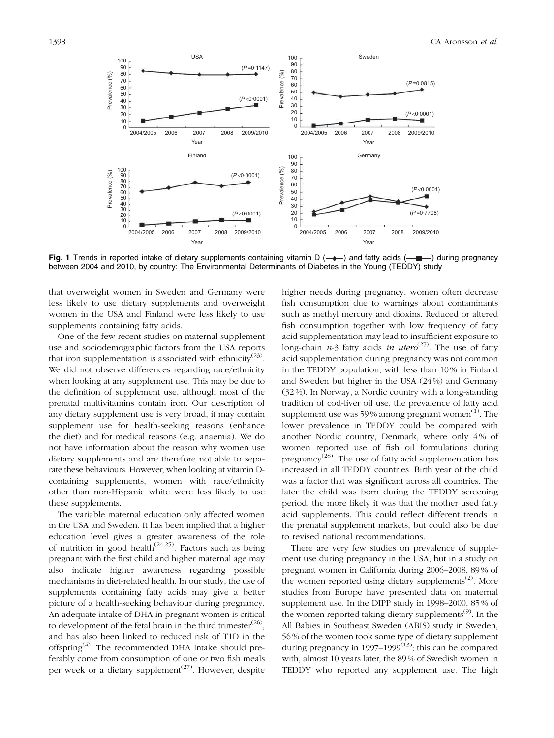**Fig. 1** Trends in reported intake of dietary supplements containing vitamin D (—◆—) and fatty acids (—■—) during pregnancy between 2004 and 2010, by country: The Environmental Determinants of Diabetes in the Young (TEDDY) study

that overweight women in Sweden and Germany were less likely to use dietary supplements and overweight women in the USA and Finland were less likely to use supplements containing fatty acids.

One of the few recent studies on maternal supplement use and sociodemographic factors from the USA reports that iron supplementation is associated with ethnicity[23]. We did not observe differences regarding race/ethnicity when looking at any supplement use. This may be due to the definition of supplement use, although most of the prenatal multivitamins contain iron. Our description of any dietary supplement use is very broad, it may contain supplement use for health-seeking reasons (enhance the diet) and for medical reasons (e.g. anaemia). We do not have information about the reason why women use dietary supplements and are therefore not able to separate these behaviours. However, when looking at vitamin D-containing supplements, women with race/ethnicity other than non-Hispanic white were less likely to use these supplements.

The variable maternal education only affected women in the USA and Sweden. It has been implied that a higher education level gives a greater awareness of the role of nutrition in good health[24,25]. Factors such as being pregnant with the first child and higher maternal age may also indicate higher awareness regarding possible mechanisms in diet-related health. In our study, the use of supplements containing fatty acids may give a better picture of a health-seeking behaviour during pregnancy. An adequate intake of DHA in pregnant women is critical to development of the fetal brain in the third trimester[26], and has also been linked to reduced risk of T1D in the offspring[4]. The recommended DHA intake should preferably come from consumption of one or two fish meals per week or a dietary supplement[27]. However, despite higher needs during pregnancy, women often decrease fish consumption due to warnings about contaminants such as methyl mercury and dioxins. Reduced or altered fish consumption together with low frequency of fatty acid supplementation may lead to insufficient exposure to long-chain $n$-3 fatty acids *in utero*[27]. The use of fatty acid supplementation during pregnancy was not common in the TEDDY population, with less than 10 % in Finland and Sweden but higher in the USA (24 %) and Germany (32 %). In Norway, a Nordic country with a long-standing tradition of cod-liver oil use, the prevalence of fatty acid supplement use was 59 % among pregnant women[1]. The lower prevalence in TEDDY could be compared with another Nordic country, Denmark, where only 4 % of women reported use of fish oil formulations during pregnancy[28]. The use of fatty acid supplementation has increased in all TEDDY countries. Birth year of the child was a factor that was significant across all countries. The later the child was born during the TEDDY screening period, the more likely it was that the mother used fatty acid supplements. This could reflect different trends in the prenatal supplement markets, but could also be due to revised national recommendations.

There are very few studies on prevalence of supplement use during pregnancy in the USA, but in a study on pregnant women in California during 2006–2008, 89 % of the women reported using dietary supplements[2]. More studies from Europe have presented data on maternal supplement use. In the DIPP study in 1998–2000, 85 % of the women reported taking dietary supplements[9]. In the All Babies in Southeast Sweden (ABIS) study in Sweden, 56 % of the women took some type of dietary supplement during pregnancy in 1997–1999[13]; this can be compared with, almost 10 years later, the 89 % of Swedish women in TEDDY who reported any supplement use. The high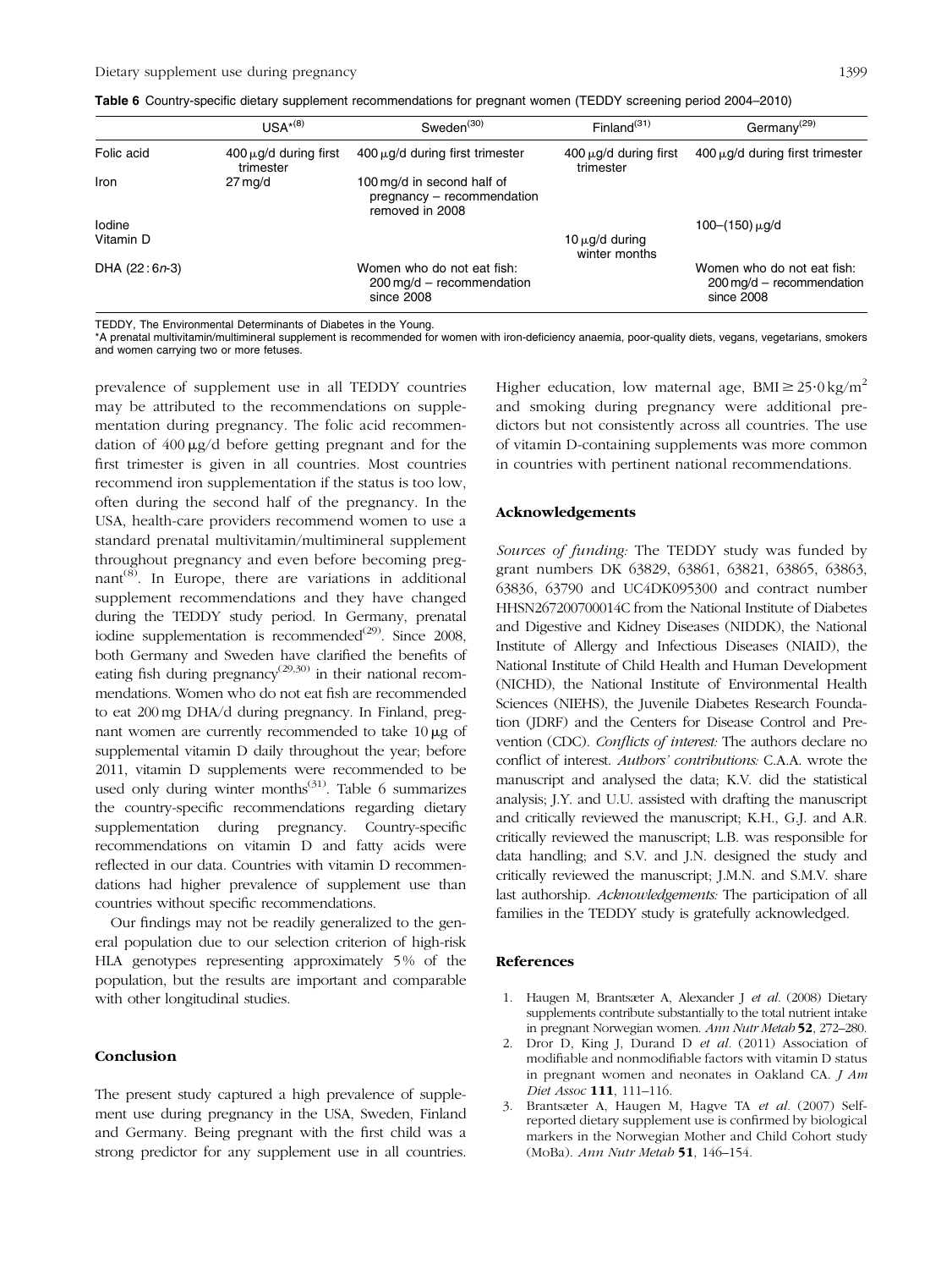**Table 6** Country-specific dietary supplement recommendations for pregnant women (TEDDY screening period 2004–2010)

| | USA*[8] | Sweden[30] | Finland[31] | Germany[29] |
|---|---|---|---|---|
| Folic acid | 400 μg/d during first trimester | 400 μg/d during first trimester | 400 μg/d during first trimester | 400 μg/d during first trimester |
| Iron | 27 mg/d | 100 mg/d in second half of pregnancy – recommendation removed in 2008 | | |
| Iodine | | | | 100–(150) μg/d |
| Vitamin D | | | 10 μg/d during winter months | |
| DHA (22 : 6*n*-3) | | Women who do not eat fish: 200 mg/d – recommendation since 2008 | | Women who do not eat fish: 200 mg/d – recommendation since 2008 |

TEDDY, The Environmental Determinants of Diabetes in the Young.
*A prenatal multivitamin/multimineral supplement is recommended for women with iron-deficiency anaemia, poor-quality diets, vegans, vegetarians, smokers and women carrying two or more fetuses.

prevalence of supplement use in all TEDDY countries may be attributed to the recommendations on supplementation during pregnancy. The folic acid recommendation of 400 μg/d before getting pregnant and for the first trimester is given in all countries. Most countries recommend iron supplementation if the status is too low, often during the second half of the pregnancy. In the USA, health-care providers recommend women to use a standard prenatal multivitamin/multimineral supplement throughout pregnancy and even before becoming pregnant[8]. In Europe, there are variations in additional supplement recommendations and they have changed during the TEDDY study period. In Germany, prenatal iodine supplementation is recommended[29]. Since 2008, both Germany and Sweden have clarified the benefits of eating fish during pregnancy[29,30] in their national recommendations. Women who do not eat fish are recommended to eat 200 mg DHA/d during pregnancy. In Finland, pregnant women are currently recommended to take 10 μg of supplemental vitamin D daily throughout the year; before 2011, vitamin D supplements were recommended to be used only during winter months[31]. Table 6 summarizes the country-specific recommendations regarding dietary supplementation during pregnancy. Country-specific recommendations on vitamin D and fatty acids were reflected in our data. Countries with vitamin D recommendations had higher prevalence of supplement use than countries without specific recommendations.

Our findings may not be readily generalized to the general population due to our selection criterion of high-risk HLA genotypes representing approximately 5 % of the population, but the results are important and comparable with other longitudinal studies.

## Conclusion

The present study captured a high prevalence of supplement use during pregnancy in the USA, Sweden, Finland and Germany. Being pregnant with the first child was a strong predictor for any supplement use in all countries. Higher education, low maternal age, BMI $\geq 25 \cdot 0$ kg/m$^2$ and smoking during pregnancy were additional predictors but not consistently across all countries. The use of vitamin D-containing supplements was more common in countries with pertinent national recommendations.

## Acknowledgements

*Sources of funding:* The TEDDY study was funded by grant numbers DK 63829, 63861, 63821, 63865, 63863, 63836, 63790 and UC4DK095300 and contract number HHSN267200700014C from the National Institute of Diabetes and Digestive and Kidney Diseases (NIDDK), the National Institute of Allergy and Infectious Diseases (NIAID), the National Institute of Child Health and Human Development (NICHD), the National Institute of Environmental Health Sciences (NIEHS), the Juvenile Diabetes Research Foundation (JDRF) and the Centers for Disease Control and Prevention (CDC). *Conflicts of interest:* The authors declare no conflict of interest. *Authors' contributions:* C.A.A. wrote the manuscript and analysed the data; K.V. did the statistical analysis; J.Y. and U.U. assisted with drafting the manuscript and critically reviewed the manuscript; K.H., G.J. and A.R. critically reviewed the manuscript; L.B. was responsible for data handling; and S.V. and J.N. designed the study and critically reviewed the manuscript; J.M.N. and S.M.V. share last authorship. *Acknowledgements:* The participation of all families in the TEDDY study is gratefully acknowledged.

## References

1. Haugen M, Brantsæter A, Alexander J *et al.* (2008) Dietary supplements contribute substantially to the total nutrient intake in pregnant Norwegian women. *Ann Nutr Metab* **52**, 272–280.
2. Dror D, King J, Durand D *et al.* (2011) Association of modifiable and nonmodifiable factors with vitamin D status in pregnant women and neonates in Oakland CA. *J Am Diet Assoc* **111**, 111–116.
3. Brantsæter A, Haugen M, Hagve TA *et al.* (2007) Self-reported dietary supplement use is confirmed by biological markers in the Norwegian Mother and Child Cohort study (MoBa). *Ann Nutr Metab* **51**, 146–154.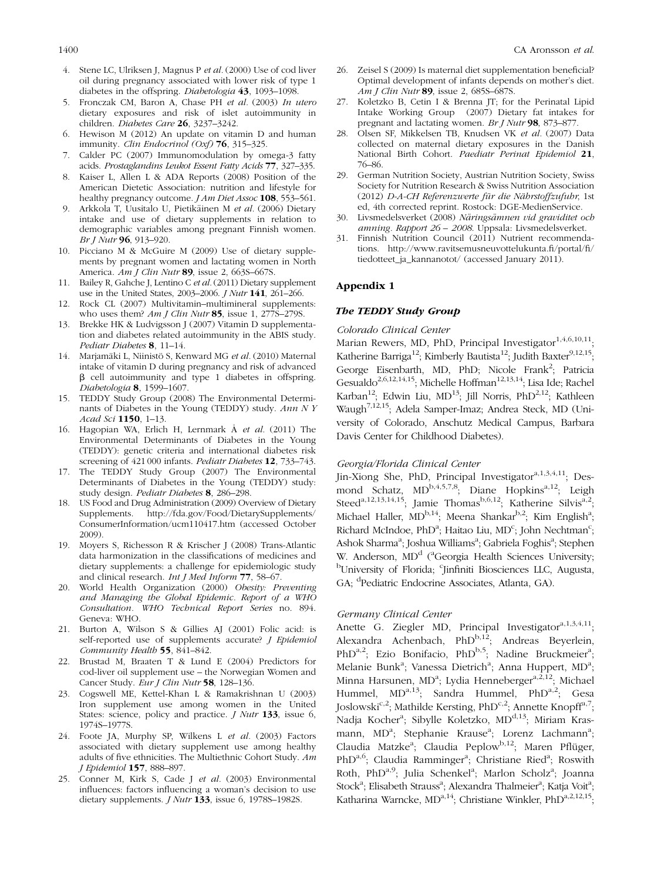4. Stene LC, Ulriksen J, Magnus P *et al.* (2000) Use of cod liver oil during pregnancy associated with lower risk of type 1 diabetes in the offspring. *Diabetologia* **43**, 1093–1098.
5. Fronczak CM, Baron A, Chase PH *et al.* (2003) *In utero* dietary exposures and risk of islet autoimmunity in children. *Diabetes Care* **26**, 3237–3242.
6. Hewison M (2012) An update on vitamin D and human immunity. *Clin Endocrinol (Oxf)* **76**, 315–325.
7. Calder PC (2007) Immunomodulation by omega-3 fatty acids. *Prostaglandins Leukot Essent Fatty Acids* **77**, 327–335.
8. Kaiser L, Allen L & ADA Reports (2008) Position of the American Dietetic Association: nutrition and lifestyle for healthy pregnancy outcome. *J Am Diet Assoc* **108**, 553–561.
9. Arkkola T, Uusitalo U, Pietikäinen M *et al.* (2006) Dietary intake and use of dietary supplements in relation to demographic variables among pregnant Finnish women. *Br J Nutr* **96**, 913–920.
10. Picciano M & McGuire M (2009) Use of dietary supplements by pregnant women and lactating women in North America. *Am J Clin Nutr* **89**, issue 2, 663S–667S.
11. Bailey R, Gahche J, Lentino C *et al.* (2011) Dietary supplement use in the United States, 2003–2006. *J Nutr* **141**, 261–266.
12. Rock CL (2007) Multivitamin–multimineral supplements: who uses them? *Am J Clin Nutr* **85**, issue 1, 277S–279S.
13. Brekke HK & Ludvigsson J (2007) Vitamin D supplementation and diabetes related autoimmunity in the ABIS study. *Pediatr Diabetes* **8**, 11–14.
14. Marjamäki L, Niinistö S, Kenward MG *et al.* (2010) Maternal intake of vitamin D during pregnancy and risk of advanced β cell autoimmunity and type 1 diabetes in offspring. *Diabetologia* **8**, 1599–1607.
15. TEDDY Study Group (2008) The Environmental Determinants of Diabetes in the Young (TEDDY) study. *Ann N Y Acad Sci* **1150**, 1–13.
16. Hagopian WA, Erlich H, Lernmark Å *et al.* (2011) The Environmental Determinants of Diabetes in the Young (TEDDY): genetic criteria and international diabetes risk screening of 421 000 infants. *Pediatr Diabetes* **12**, 733–743.
17. The TEDDY Study Group (2007) The Environmental Determinants of Diabetes in the Young (TEDDY) study: study design. *Pediatr Diabetes* **8**, 286–298.
18. US Food and Drug Administration (2009) Overview of Dietary Supplements. http://fda.gov/Food/DietarySupplements/ConsumerInformation/ucm110417.htm (accessed October 2009).
19. Moyers S, Richesson R & Krischer J (2008) Trans-Atlantic data harmonization in the classifications of medicines and dietary supplements: a challenge for epidemiologic study and clinical research. *Int J Med Inform* **77**, 58–67.
20. World Health Organization (2000) *Obesity: Preventing and Managing the Global Epidemic. Report of a WHO Consultation. WHO Technical Report Series* no. 894. Geneva: WHO.
21. Burton A, Wilson S & Gillies AJ (2001) Folic acid: is self-reported use of supplements accurate? *J Epidemiol Community Health* **55**, 841–842.
22. Brustad M, Braaten T & Lund E (2004) Predictors for cod-liver oil supplement use – the Norwegian Women and Cancer Study. *Eur J Clin Nutr* **58**, 128–136.
23. Cogswell ME, Kettel-Khan L & Ramakrishnan U (2003) Iron supplement use among women in the United States: science, policy and practice. *J Nutr* **133**, issue 6, 1974S–1977S.
24. Foote JA, Murphy SP, Wilkens L *et al.* (2003) Factors associated with dietary supplement use among healthy adults of five ethnicities. The Multiethnic Cohort Study. *Am J Epidemiol* **157**, 888–897.
25. Conner M, Kirk S, Cade J *et al.* (2003) Environmental influences: factors influencing a woman's decision to use dietary supplements. *J Nutr* **133**, issue 6, 1978S–1982S.
26. Zeisel S (2009) Is maternal diet supplementation beneficial? Optimal development of infants depends on mother's diet. *Am J Clin Nutr* **89**, issue 2, 685S–687S.
27. Koletzko B, Cetin I & Brenna JT; for the Perinatal Lipid Intake Working Group (2007) Dietary fat intakes for pregnant and lactating women. *Br J Nutr* **98**, 873–877.
28. Olsen SF, Mikkelsen TB, Knudsen VK *et al.* (2007) Data collected on maternal dietary exposures in the Danish National Birth Cohort. *Paediatr Perinat Epidemiol* **21**, 76–86.
29. German Nutrition Society, Austrian Nutrition Society, Swiss Society for Nutrition Research & Swiss Nutrition Association (2012) *D-A-CH Referenzwerte für die Nährstoffzufuhr*, 1st ed, 4th corrected reprint. Rostock: DGE-MedienService.
30. Livsmedelsverket (2008) *Näringsämnen vid graviditet och amning. Rapport 26 – 2008*. Uppsala: Livsmedelsverket.
31. Finnish Nutrition Council (2011) Nutrient recommendations. http://www.ravitsemusneuvottelukunta.fi/portal/fi/tiedotteet_ja_kannanotot/ (accessed January 2011).

## Appendix 1

### *The TEDDY Study Group*

*Colorado Clinical Center*

Marian Rewers, MD, PhD, Principal Investigator[1,4,6,10,11]; Katherine Barriga[12]; Kimberly Bautista[12]; Judith Baxter[9,12,15]; George Eisenbarth, MD, PhD; Nicole Frank[2]; Patricia Gesualdo[2,6,12,14,15]; Michelle Hoffman[12,13,14]; Lisa Ide; Rachel Karban[12]; Edwin Liu, MD[13]; Jill Norris, PhD[2,12]; Kathleen Waugh[7,12,15]; Adela Samper-Imaz; Andrea Steck, MD (University of Colorado, Anschutz Medical Campus, Barbara Davis Center for Childhood Diabetes).

*Georgia/Florida Clinical Center*

Jin-Xiong She, PhD, Principal Investigator[a,1,3,4,11]; Desmond Schatz, MD[b,4,5,7,8]; Diane Hopkins[a,12]; Leigh Steed[a,12,13,14,15]; Jamie Thomas[b,6,12]; Katherine Silvis[a,2]; Michael Haller, MD[b,14]; Meena Shankar[b,2]; Kim English[a]; Richard McIndoe, PhD[a]; Haitao Liu, MD[c]; John Nechtman[c]; Ashok Sharma[a]; Joshua Williams[a]; Gabriela Foghis[a]; Stephen W. Anderson, MD[d] ([a]Georgia Health Sciences University; [b]University of Florida; [c]Jinfiniti Biosciences LLC, Augusta, GA; [d]Pediatric Endocrine Associates, Atlanta, GA).

*Germany Clinical Center*

Anette G. Ziegler MD, Principal Investigator[a,1,3,4,11]; Alexandra Achenbach, PhD[b,12]; Andreas Beyerlein, PhD[a,2]; Ezio Bonifacio, PhD[b,5]; Nadine Bruckmeier[a]; Melanie Bunk[a]; Vanessa Dietrich[a]; Anna Huppert, MD[a]; Minna Harsunen, MD[a]; Lydia Henneberger[a,2,12]; Michael Hummel, MD[a,13]; Sandra Hummel, PhD[a,2]; Gesa Joslowski[c,2]; Mathilde Kersting, PhD[c,2]; Annette Knopff[a,7]; Nadja Kocher[a]; Sibylle Koletzko, MD[d,13]; Miriam Krasmann, MD[a]; Stephanie Krause[a]; Lorenz Lachmann[a]; Claudia Matzke[a]; Claudia Peplow[b,12]; Maren Pflüger, PhD[a,6]; Claudia Ramminger[a]; Christiane Ried[a]; Roswith Roth, PhD[a,9]; Julia Schenkel[a]; Marlon Scholz[a]; Joanna Stock[a]; Elisabeth Strauss[a]; Alexandra Thalmeier[a]; Katja Voit[a]; Katharina Warncke, MD[a,14]; Christiane Winkler, PhD[a,2,12,15];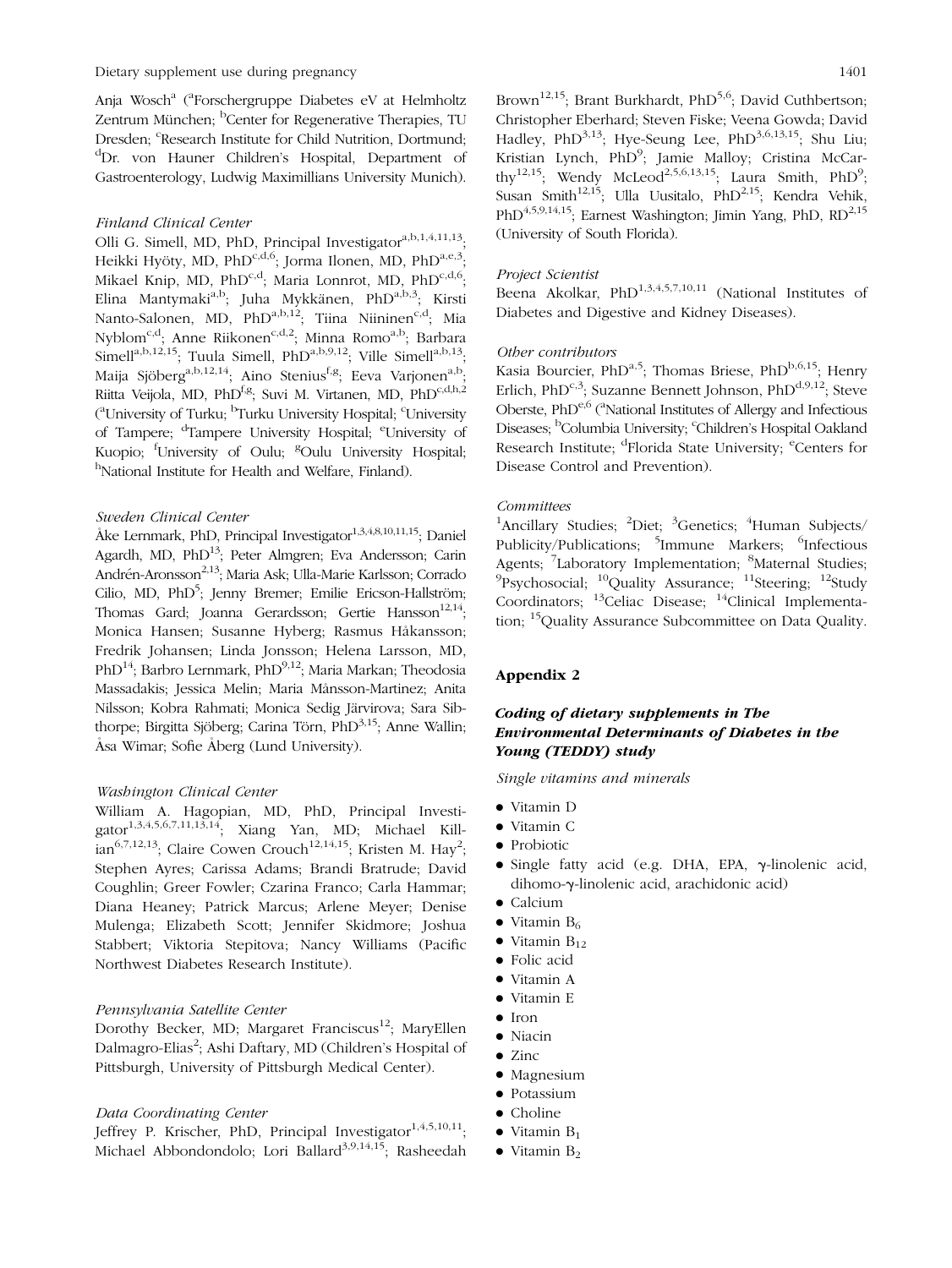Anja Wosch[a] ([a]Forschergruppe Diabetes eV at Helmholtz Zentrum München; [b]Center for Regenerative Therapies, TU Dresden; [c]Research Institute for Child Nutrition, Dortmund; [d]Dr. von Hauner Children's Hospital, Department of Gastroenterology, Ludwig Maximillians University Munich).

*Finland Clinical Center*

Olli G. Simell, MD, PhD, Principal Investigator[a,b,1,4,11,13]; Heikki Hyöty, MD, PhD[c,d,6]; Jorma Ilonen, MD, PhD[a,e,3]; Mikael Knip, MD, PhD[c,d]; Maria Lonnrot, MD, PhD[c,d,6]; Elina Mantymaki[a,b]; Juha Mykkänen, PhD[a,b,3]; Kirsti Nanto-Salonen, MD, PhD[a,b,12]; Tiina Niininen[c,d]; Mia Nyblom[c,d]; Anne Riikonen[c,d,2]; Minna Romo[a,b]; Barbara Simell[a,b,12,15]; Tuula Simell, PhD[a,b,9,12]; Ville Simell[a,b,13]; Maija Sjöberg[a,b,12,14]; Aino Stenius[f,g]; Eeva Varjonen[a,b]; Riitta Veijola, MD, PhD[f,g]; Suvi M. Virtanen, MD, PhD[c,d,h,2] ([a]University of Turku; [b]Turku University Hospital; [c]University of Tampere; [d]Tampere University Hospital; [e]University of Kuopio; [f]University of Oulu; [g]Oulu University Hospital; [h]National Institute for Health and Welfare, Finland).

*Sweden Clinical Center*

Åke Lernmark, PhD, Principal Investigator[1,3,4,8,10,11,15]; Daniel Agardh, MD, PhD[13]; Peter Almgren; Eva Andersson; Carin Andrén-Aronsson[2,13]; Maria Ask; Ulla-Marie Karlsson; Corrado Cilio, MD, PhD[5]; Jenny Bremer; Emilie Ericson-Hallström; Thomas Gard; Joanna Gerardsson; Gertie Hansson[12,14]; Monica Hansen; Susanne Hyberg; Rasmus Håkansson; Fredrik Johansen; Linda Jonsson; Helena Larsson, MD, PhD[14]; Barbro Lernmark, PhD[9,12]; Maria Markan; Theodosia Massadakis; Jessica Melin; Maria Månsson-Martinez; Anita Nilsson; Kobra Rahmati; Monica Sedig Järvirova; Sara Sibthorpe; Birgitta Sjöberg; Carina Törn, PhD[3,15]; Anne Wallin; Åsa Wimar; Sofie Åberg (Lund University).

*Washington Clinical Center*

William A. Hagopian, MD, PhD, Principal Investigator[1,3,4,5,6,7,11,13,14]; Xiang Yan, MD; Michael Killian[6,7,12,13]; Claire Cowen Crouch[12,14,15]; Kristen M. Hay[2]; Stephen Ayres; Carissa Adams; Brandi Bratrude; David Coughlin; Greer Fowler; Czarina Franco; Carla Hammar; Diana Heaney; Patrick Marcus; Arlene Meyer; Denise Mulenga; Elizabeth Scott; Jennifer Skidmore; Joshua Stabbert; Viktoria Stepitova; Nancy Williams (Pacific Northwest Diabetes Research Institute).

*Pennsylvania Satellite Center*

Dorothy Becker, MD; Margaret Franciscus[12]; MaryEllen Dalmagro-Elias[2]; Ashi Daftary, MD (Children's Hospital of Pittsburgh, University of Pittsburgh Medical Center).

*Data Coordinating Center*

Jeffrey P. Krischer, PhD, Principal Investigator[1,4,5,10,11]; Michael Abbondondolo; Lori Ballard[3,9,14,15]; Rasheedah Brown[12,15]; Brant Burkhardt, PhD[5,6]; David Cuthbertson; Christopher Eberhard; Steven Fiske; Veena Gowda; David Hadley, PhD[3,13]; Hye-Seung Lee, PhD[3,6,13,15]; Shu Liu; Kristian Lynch, PhD[9]; Jamie Malloy; Cristina McCarthy[12,15]; Wendy McLeod[2,5,6,13,15]; Laura Smith, PhD[9]; Susan Smith[12,15]; Ulla Uusitalo, PhD[2,15]; Kendra Vehik, PhD[4,5,9,14,15]; Earnest Washington; Jimin Yang, PhD, RD[2,15] (University of South Florida).

*Project Scientist*

Beena Akolkar, PhD[1,3,4,5,7,10,11] (National Institutes of Diabetes and Digestive and Kidney Diseases).

*Other contributors*

Kasia Bourcier, PhD[a,5]; Thomas Briese, PhD[b,6,15]; Henry Erlich, PhD[c,3]; Suzanne Bennett Johnson, PhD[d,9,12]; Steve Oberste, PhD[e,6] ([a]National Institutes of Allergy and Infectious Diseases; [b]Columbia University; [c]Children's Hospital Oakland Research Institute; [d]Florida State University; [e]Centers for Disease Control and Prevention).

*Committees*

[1]Ancillary Studies; [2]Diet; [3]Genetics; [4]Human Subjects/Publicity/Publications; [5]Immune Markers; [6]Infectious Agents; [7]Laboratory Implementation; [8]Maternal Studies; [9]Psychosocial; [10]Quality Assurance; [11]Steering; [12]Study Coordinators; [13]Celiac Disease; [14]Clinical Implementation; [15]Quality Assurance Subcommittee on Data Quality.

## Appendix 2

### *Coding of dietary supplements in The Environmental Determinants of Diabetes in the Young (TEDDY) study*

*Single vitamins and minerals*

- Vitamin D
- Vitamin C
- Probiotic
- Single fatty acid (e.g. DHA, EPA, γ-linolenic acid, dihomo-γ-linolenic acid, arachidonic acid)
- Calcium
- Vitamin $B_6$
- Vitamin $B_{12}$
- Folic acid
- Vitamin A
- Vitamin E
- Iron
- Niacin
- Zinc
- Magnesium
- Potassium
- Choline
- Vitamin $B_1$
- Vitamin $B_2$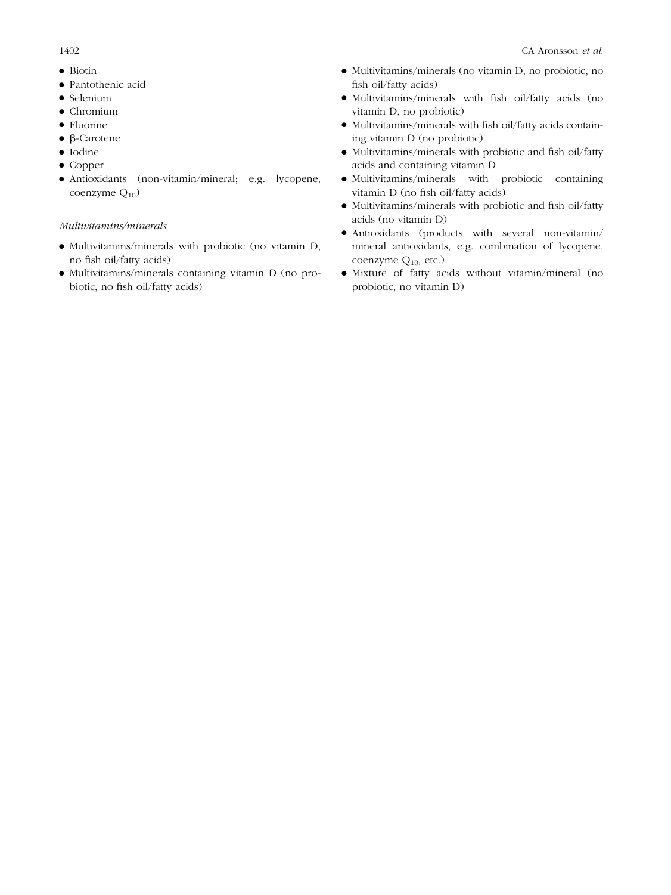- Biotin
- Pantothenic acid
- Selenium
- Chromium
- Fluorine
- β-Carotene
- Iodine
- Copper
- Antioxidants (non-vitamin/mineral; e.g. lycopene, coenzyme $Q_{10}$)

*Multivitamins/minerals*

- Multivitamins/minerals with probiotic (no vitamin D, no fish oil/fatty acids)
- Multivitamins/minerals containing vitamin D (no probiotic, no fish oil/fatty acids)
- Multivitamins/minerals (no vitamin D, no probiotic, no fish oil/fatty acids)
- Multivitamins/minerals with fish oil/fatty acids (no vitamin D, no probiotic)
- Multivitamins/minerals with fish oil/fatty acids containing vitamin D (no probiotic)
- Multivitamins/minerals with probiotic and fish oil/fatty acids and containing vitamin D
- Multivitamins/minerals with probiotic containing vitamin D (no fish oil/fatty acids)
- Multivitamins/minerals with probiotic and fish oil/fatty acids (no vitamin D)
- Antioxidants (products with several non-vitamin/mineral antioxidants, e.g. combination of lycopene, coenzyme $Q_{10}$, etc.)
- Mixture of fatty acids without vitamin/mineral (no probiotic, no vitamin D)